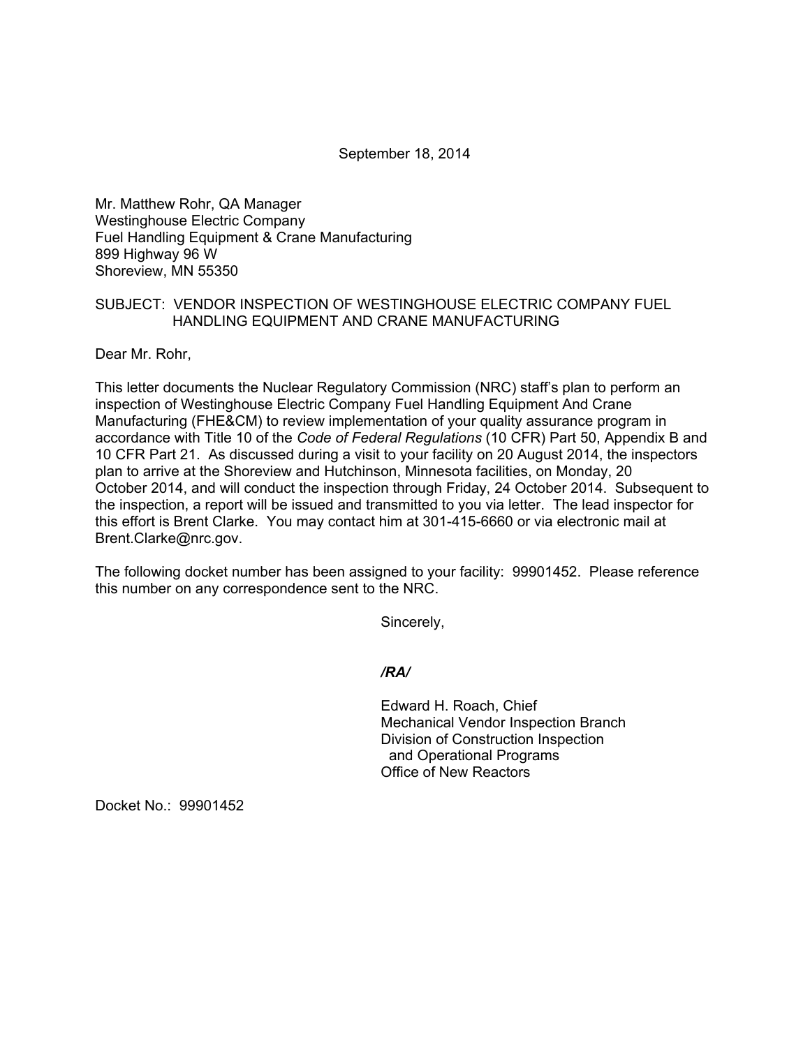September 18, 2014

Mr. Matthew Rohr, QA Manager
Westinghouse Electric Company
Fuel Handling Equipment & Crane Manufacturing
899 Highway 96 W
Shoreview, MN 55350

SUBJECT: VENDOR INSPECTION OF WESTINGHOUSE ELECTRIC COMPANY FUEL HANDLING EQUIPMENT AND CRANE MANUFACTURING

Dear Mr. Rohr,

This letter documents the Nuclear Regulatory Commission (NRC) staff's plan to perform an inspection of Westinghouse Electric Company Fuel Handling Equipment And Crane Manufacturing (FHE&CM) to review implementation of your quality assurance program in accordance with Title 10 of the *Code of Federal Regulations* (10 CFR) Part 50, Appendix B and 10 CFR Part 21. As discussed during a visit to your facility on 20 August 2014, the inspectors plan to arrive at the Shoreview and Hutchinson, Minnesota facilities, on Monday, 20 October 2014, and will conduct the inspection through Friday, 24 October 2014. Subsequent to the inspection, a report will be issued and transmitted to you via letter. The lead inspector for this effort is Brent Clarke. You may contact him at 301-415-6660 or via electronic mail at Brent.Clarke@nrc.gov.

The following docket number has been assigned to your facility: 99901452. Please reference this number on any correspondence sent to the NRC.

Sincerely,

***/RA/***

Edward H. Roach, Chief
Mechanical Vendor Inspection Branch
Division of Construction Inspection
and Operational Programs
Office of New Reactors

Docket No.: 99901452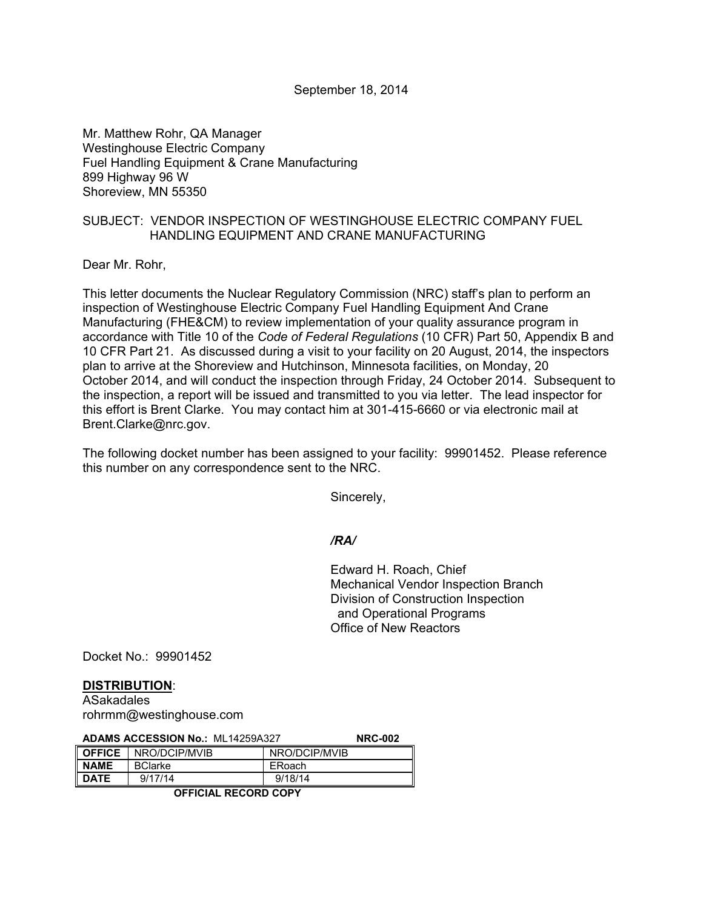September 18, 2014

Mr. Matthew Rohr, QA Manager
Westinghouse Electric Company
Fuel Handling Equipment & Crane Manufacturing
899 Highway 96 W
Shoreview, MN 55350

SUBJECT: VENDOR INSPECTION OF WESTINGHOUSE ELECTRIC COMPANY FUEL HANDLING EQUIPMENT AND CRANE MANUFACTURING

Dear Mr. Rohr,

This letter documents the Nuclear Regulatory Commission (NRC) staff's plan to perform an inspection of Westinghouse Electric Company Fuel Handling Equipment And Crane Manufacturing (FHE&CM) to review implementation of your quality assurance program in accordance with Title 10 of the *Code of Federal Regulations* (10 CFR) Part 50, Appendix B and 10 CFR Part 21. As discussed during a visit to your facility on 20 August, 2014, the inspectors plan to arrive at the Shoreview and Hutchinson, Minnesota facilities, on Monday, 20 October 2014, and will conduct the inspection through Friday, 24 October 2014. Subsequent to the inspection, a report will be issued and transmitted to you via letter. The lead inspector for this effort is Brent Clarke. You may contact him at 301-415-6660 or via electronic mail at Brent.Clarke@nrc.gov.

The following docket number has been assigned to your facility: 99901452. Please reference this number on any correspondence sent to the NRC.

Sincerely,

*/RA/*

Edward H. Roach, Chief
Mechanical Vendor Inspection Branch
Division of Construction Inspection
and Operational Programs
Office of New Reactors

Docket No.: 99901452

**DISTRIBUTION**:
ASakadales
rohrmm@westinghouse.com

**ADAMS ACCESSION No.:** ML14259A327 **NRC-002**

| **OFFICE** | NRO/DCIP/MVIB | NRO/DCIP/MVIB |
|---|---|---|
| **NAME** | BClarke | ERoach |
| **DATE** | 9/17/14 | 9/18/14 |

**OFFICIAL RECORD COPY**